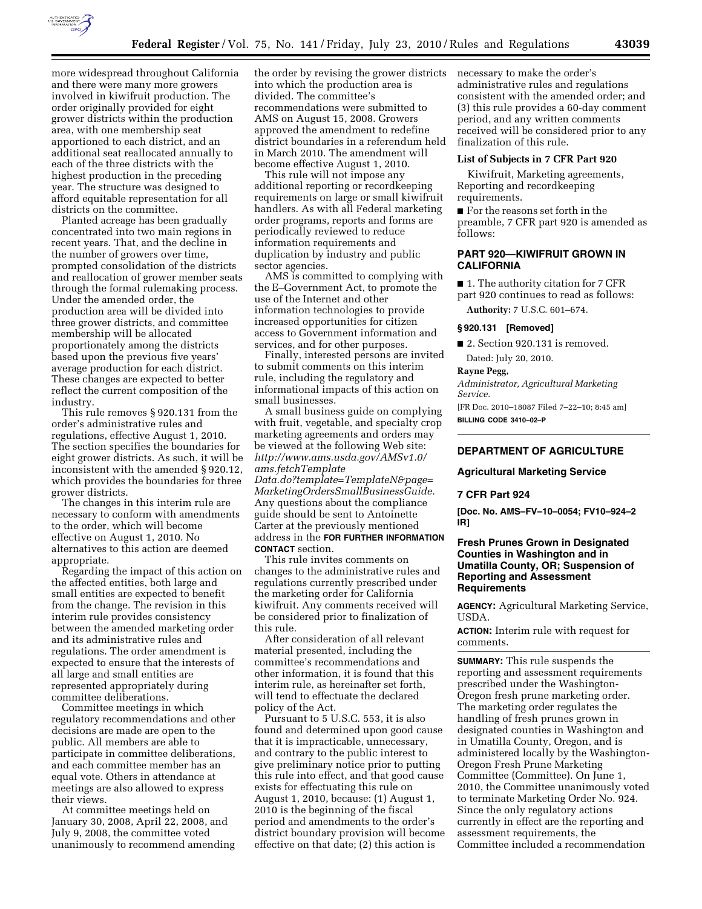more widespread throughout California and there were many more growers involved in kiwifruit production. The order originally provided for eight grower districts within the production area, with one membership seat apportioned to each district, and an additional seat reallocated annually to each of the three districts with the highest production in the preceding year. The structure was designed to afford equitable representation for all districts on the committee.

Planted acreage has been gradually concentrated into two main regions in recent years. That, and the decline in the number of growers over time, prompted consolidation of the districts and reallocation of grower member seats through the formal rulemaking process. Under the amended order, the production area will be divided into three grower districts, and committee membership will be allocated proportionately among the districts based upon the previous five years' average production for each district. These changes are expected to better reflect the current composition of the industry.

This rule removes § 920.131 from the order's administrative rules and regulations, effective August 1, 2010. The section specifies the boundaries for eight grower districts. As such, it will be inconsistent with the amended § 920.12, which provides the boundaries for three grower districts.

The changes in this interim rule are necessary to conform with amendments to the order, which will become effective on August 1, 2010. No alternatives to this action are deemed appropriate.

Regarding the impact of this action on the affected entities, both large and small entities are expected to benefit from the change. The revision in this interim rule provides consistency between the amended marketing order and its administrative rules and regulations. The order amendment is expected to ensure that the interests of all large and small entities are represented appropriately during committee deliberations.

Committee meetings in which regulatory recommendations and other decisions are made are open to the public. All members are able to participate in committee deliberations, and each committee member has an equal vote. Others in attendance at meetings are also allowed to express their views.

At committee meetings held on January 30, 2008, April 22, 2008, and July 9, 2008, the committee voted unanimously to recommend amending the order by revising the grower districts into which the production area is divided. The committee's recommendations were submitted to AMS on August 15, 2008. Growers approved the amendment to redefine district boundaries in a referendum held in March 2010. The amendment will become effective August 1, 2010.

This rule will not impose any additional reporting or recordkeeping requirements on large or small kiwifruit handlers. As with all Federal marketing order programs, reports and forms are periodically reviewed to reduce information requirements and duplication by industry and public sector agencies.

AMS is committed to complying with the E–Government Act, to promote the use of the Internet and other information technologies to provide increased opportunities for citizen access to Government information and services, and for other purposes.

Finally, interested persons are invited to submit comments on this interim rule, including the regulatory and informational impacts of this action on small businesses.

A small business guide on complying with fruit, vegetable, and specialty crop marketing agreements and orders may be viewed at the following Web site: *http://www.ams.usda.gov/AMSv1.0/ams.fetchTemplateData.do?template=TemplateN&page=MarketingOrdersSmallBusinessGuide.* Any questions about the compliance guide should be sent to Antoinette Carter at the previously mentioned address in the **FOR FURTHER INFORMATION CONTACT** section.

This rule invites comments on changes to the administrative rules and regulations currently prescribed under the marketing order for California kiwifruit. Any comments received will be considered prior to finalization of this rule.

After consideration of all relevant material presented, including the committee's recommendations and other information, it is found that this interim rule, as hereinafter set forth, will tend to effectuate the declared policy of the Act.

Pursuant to 5 U.S.C. 553, it is also found and determined upon good cause that it is impracticable, unnecessary, and contrary to the public interest to give preliminary notice prior to putting this rule into effect, and that good cause exists for effectuating this rule on August 1, 2010, because: (1) August 1, 2010 is the beginning of the fiscal period and amendments to the order's district boundary provision will become effective on that date; (2) this action is necessary to make the order's administrative rules and regulations consistent with the amended order; and (3) this rule provides a 60-day comment period, and any written comments received will be considered prior to any finalization of this rule.

### List of Subjects in 7 CFR Part 920

Kiwifruit, Marketing agreements, Reporting and recordkeeping requirements.

■ For the reasons set forth in the preamble, 7 CFR part 920 is amended as follows:

## PART 920—KIWIFRUIT GROWN IN CALIFORNIA

■ 1. The authority citation for 7 CFR part 920 continues to read as follows:

**Authority:** 7 U.S.C. 601–674.

### § 920.131 [Removed]

■ 2. Section 920.131 is removed.

Dated: July 20, 2010.

**Rayne Pegg,**

*Administrator, Agricultural Marketing Service.*

[FR Doc. 2010–18087 Filed 7–22–10; 8:45 am]

**BILLING CODE 3410–02–P**

---

## DEPARTMENT OF AGRICULTURE

### Agricultural Marketing Service

### 7 CFR Part 924

**[Doc. No. AMS–FV–10–0054; FV10–924–2 IR]**

## Fresh Prunes Grown in Designated Counties in Washington and in Umatilla County, OR; Suspension of Reporting and Assessment Requirements

**AGENCY:** Agricultural Marketing Service, USDA.

**ACTION:** Interim rule with request for comments.

**SUMMARY:** This rule suspends the reporting and assessment requirements prescribed under the Washington-Oregon fresh prune marketing order. The marketing order regulates the handling of fresh prunes grown in designated counties in Washington and in Umatilla County, Oregon, and is administered locally by the Washington-Oregon Fresh Prune Marketing Committee (Committee). On June 1, 2010, the Committee unanimously voted to terminate Marketing Order No. 924. Since the only regulatory actions currently in effect are the reporting and assessment requirements, the Committee included a recommendation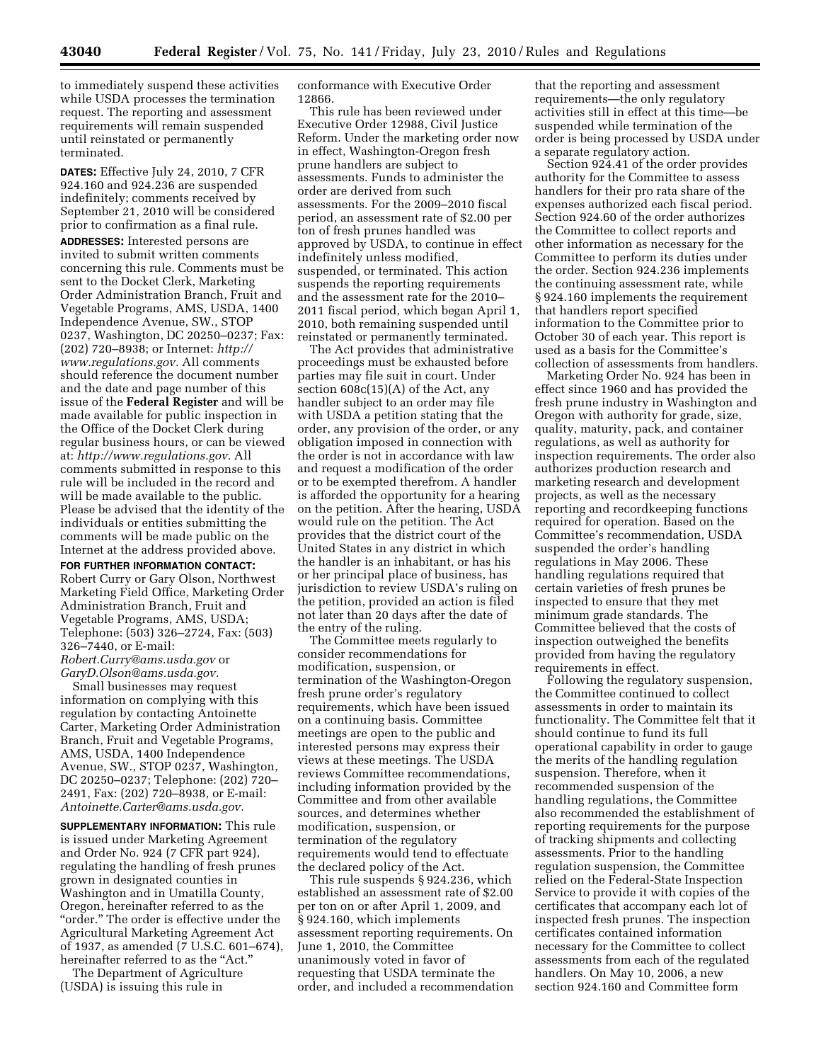to immediately suspend these activities while USDA processes the termination request. The reporting and assessment requirements will remain suspended until reinstated or permanently terminated.

**DATES:** Effective July 24, 2010, 7 CFR 924.160 and 924.236 are suspended indefinitely; comments received by September 21, 2010 will be considered prior to confirmation as a final rule.

**ADDRESSES:** Interested persons are invited to submit written comments concerning this rule. Comments must be sent to the Docket Clerk, Marketing Order Administration Branch, Fruit and Vegetable Programs, AMS, USDA, 1400 Independence Avenue, SW., STOP 0237, Washington, DC 20250–0237; Fax: (202) 720–8938; or Internet: *http://www.regulations.gov.* All comments should reference the document number and the date and page number of this issue of the **Federal Register** and will be made available for public inspection in the Office of the Docket Clerk during regular business hours, or can be viewed at: *http://www.regulations.gov.* All comments submitted in response to this rule will be included in the record and will be made available to the public. Please be advised that the identity of the individuals or entities submitting the comments will be made public on the Internet at the address provided above.

**FOR FURTHER INFORMATION CONTACT:** Robert Curry or Gary Olson, Northwest Marketing Field Office, Marketing Order Administration Branch, Fruit and Vegetable Programs, AMS, USDA; Telephone: (503) 326–2724, Fax: (503) 326–7440, or E-mail: *Robert.Curry@ams.usda.gov* or *GaryD.Olson@ams.usda.gov.*

Small businesses may request information on complying with this regulation by contacting Antoinette Carter, Marketing Order Administration Branch, Fruit and Vegetable Programs, AMS, USDA, 1400 Independence Avenue, SW., STOP 0237, Washington, DC 20250–0237; Telephone: (202) 720–2491, Fax: (202) 720–8938, or E-mail: *Antoinette.Carter@ams.usda.gov.*

**SUPPLEMENTARY INFORMATION:** This rule is issued under Marketing Agreement and Order No. 924 (7 CFR part 924), regulating the handling of fresh prunes grown in designated counties in Washington and in Umatilla County, Oregon, hereinafter referred to as the "order." The order is effective under the Agricultural Marketing Agreement Act of 1937, as amended (7 U.S.C. 601–674), hereinafter referred to as the "Act."

The Department of Agriculture (USDA) is issuing this rule in conformance with Executive Order 12866.

This rule has been reviewed under Executive Order 12988, Civil Justice Reform. Under the marketing order now in effect, Washington-Oregon fresh prune handlers are subject to assessments. Funds to administer the order are derived from such assessments. For the 2009–2010 fiscal period, an assessment rate of $2.00 per ton of fresh prunes handled was approved by USDA, to continue in effect indefinitely unless modified, suspended, or terminated. This action suspends the reporting requirements and the assessment rate for the 2010–2011 fiscal period, which began April 1, 2010, both remaining suspended until reinstated or permanently terminated.

The Act provides that administrative proceedings must be exhausted before parties may file suit in court. Under section 608c(15)(A) of the Act, any handler subject to an order may file with USDA a petition stating that the order, any provision of the order, or any obligation imposed in connection with the order is not in accordance with law and request a modification of the order or to be exempted therefrom. A handler is afforded the opportunity for a hearing on the petition. After the hearing, USDA would rule on the petition. The Act provides that the district court of the United States in any district in which the handler is an inhabitant, or has his or her principal place of business, has jurisdiction to review USDA's ruling on the petition, provided an action is filed not later than 20 days after the date of the entry of the ruling.

The Committee meets regularly to consider recommendations for modification, suspension, or termination of the Washington-Oregon fresh prune order's regulatory requirements, which have been issued on a continuing basis. Committee meetings are open to the public and interested persons may express their views at these meetings. The USDA reviews Committee recommendations, including information provided by the Committee and from other available sources, and determines whether modification, suspension, or termination of the regulatory requirements would tend to effectuate the declared policy of the Act.

This rule suspends § 924.236, which established an assessment rate of $2.00 per ton on or after April 1, 2009, and § 924.160, which implements assessment reporting requirements. On June 1, 2010, the Committee unanimously voted in favor of requesting that USDA terminate the order, and included a recommendation that the reporting and assessment requirements—the only regulatory activities still in effect at this time—be suspended while termination of the order is being processed by USDA under a separate regulatory action.

Section 924.41 of the order provides authority for the Committee to assess handlers for their pro rata share of the expenses authorized each fiscal period. Section 924.60 of the order authorizes the Committee to collect reports and other information as necessary for the Committee to perform its duties under the order. Section 924.236 implements the continuing assessment rate, while § 924.160 implements the requirement that handlers report specified information to the Committee prior to October 30 of each year. This report is used as a basis for the Committee's collection of assessments from handlers.

Marketing Order No. 924 has been in effect since 1960 and has provided the fresh prune industry in Washington and Oregon with authority for grade, size, quality, maturity, pack, and container regulations, as well as authority for inspection requirements. The order also authorizes production research and marketing research and development projects, as well as the necessary reporting and recordkeeping functions required for operation. Based on the Committee's recommendation, USDA suspended the order's handling regulations in May 2006. These handling regulations required that certain varieties of fresh prunes be inspected to ensure that they met minimum grade standards. The Committee believed that the costs of inspection outweighed the benefits provided from having the regulatory requirements in effect.

Following the regulatory suspension, the Committee continued to collect assessments in order to maintain its functionality. The Committee felt that it should continue to fund its full operational capability in order to gauge the merits of the handling regulation suspension. Therefore, when it recommended suspension of the handling regulations, the Committee also recommended the establishment of reporting requirements for the purpose of tracking shipments and collecting assessments. Prior to the handling regulation suspension, the Committee relied on the Federal-State Inspection Service to provide it with copies of the certificates that accompany each lot of inspected fresh prunes. The inspection certificates contained information necessary for the Committee to collect assessments from each of the regulated handlers. On May 10, 2006, a new section 924.160 and Committee form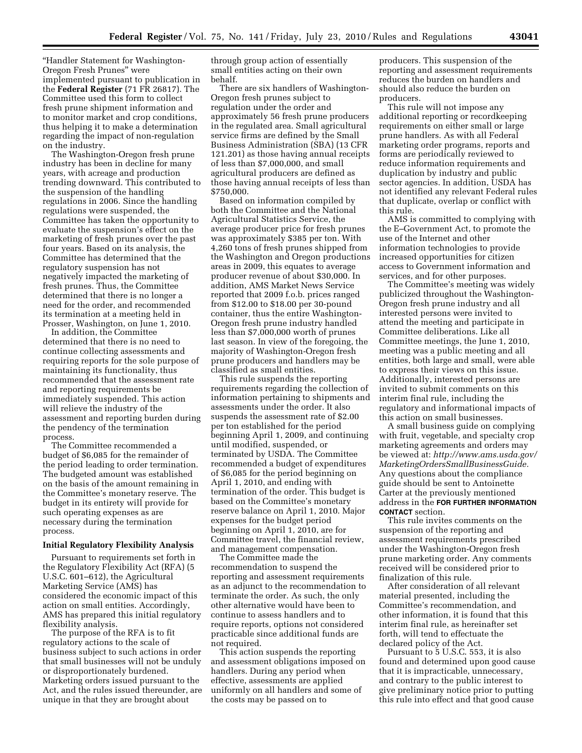"Handler Statement for Washington-Oregon Fresh Prunes" were implemented pursuant to publication in the **Federal Register** (71 FR 26817). The Committee used this form to collect fresh prune shipment information and to monitor market and crop conditions, thus helping it to make a determination regarding the impact of non-regulation on the industry.

The Washington-Oregon fresh prune industry has been in decline for many years, with acreage and production trending downward. This contributed to the suspension of the handling regulations in 2006. Since the handling regulations were suspended, the Committee has taken the opportunity to evaluate the suspension's effect on the marketing of fresh prunes over the past four years. Based on its analysis, the Committee has determined that the regulatory suspension has not negatively impacted the marketing of fresh prunes. Thus, the Committee determined that there is no longer a need for the order, and recommended its termination at a meeting held in Prosser, Washington, on June 1, 2010.

In addition, the Committee determined that there is no need to continue collecting assessments and requiring reports for the sole purpose of maintaining its functionality, thus recommended that the assessment rate and reporting requirements be immediately suspended. This action will relieve the industry of the assessment and reporting burden during the pendency of the termination process.

The Committee recommended a budget of $6,085 for the remainder of the period leading to order termination. The budgeted amount was established on the basis of the amount remaining in the Committee's monetary reserve. The budget in its entirety will provide for such operating expenses as are necessary during the termination process.

## Initial Regulatory Flexibility Analysis

Pursuant to requirements set forth in the Regulatory Flexibility Act (RFA) (5 U.S.C. 601–612), the Agricultural Marketing Service (AMS) has considered the economic impact of this action on small entities. Accordingly, AMS has prepared this initial regulatory flexibility analysis.

The purpose of the RFA is to fit regulatory actions to the scale of business subject to such actions in order that small businesses will not be unduly or disproportionately burdened. Marketing orders issued pursuant to the Act, and the rules issued thereunder, are unique in that they are brought about through group action of essentially small entities acting on their own behalf.

There are six handlers of Washington-Oregon fresh prunes subject to regulation under the order and approximately 56 fresh prune producers in the regulated area. Small agricultural service firms are defined by the Small Business Administration (SBA) (13 CFR 121.201) as those having annual receipts of less than $7,000,000, and small agricultural producers are defined as those having annual receipts of less than $750,000.

Based on information compiled by both the Committee and the National Agricultural Statistics Service, the average producer price for fresh prunes was approximately $385 per ton. With 4,260 tons of fresh prunes shipped from the Washington and Oregon productions areas in 2009, this equates to average producer revenue of about $30,000. In addition, AMS Market News Service reported that 2009 f.o.b. prices ranged from $12.00 to $18.00 per 30-pound container, thus the entire Washington-Oregon fresh prune industry handled less than $7,000,000 worth of prunes last season. In view of the foregoing, the majority of Washington-Oregon fresh prune producers and handlers may be classified as small entities.

This rule suspends the reporting requirements regarding the collection of information pertaining to shipments and assessments under the order. It also suspends the assessment rate of $2.00 per ton established for the period beginning April 1, 2009, and continuing until modified, suspended, or terminated by USDA. The Committee recommended a budget of expenditures of $6,085 for the period beginning on April 1, 2010, and ending with termination of the order. This budget is based on the Committee's monetary reserve balance on April 1, 2010. Major expenses for the budget period beginning on April 1, 2010, are for Committee travel, the financial review, and management compensation.

The Committee made the recommendation to suspend the reporting and assessment requirements as an adjunct to the recommendation to terminate the order. As such, the only other alternative would have been to continue to assess handlers and to require reports, options not considered practicable since additional funds are not required.

This action suspends the reporting and assessment obligations imposed on handlers. During any period when effective, assessments are applied uniformly on all handlers and some of the costs may be passed on to producers. This suspension of the reporting and assessment requirements reduces the burden on handlers and should also reduce the burden on producers.

This rule will not impose any additional reporting or recordkeeping requirements on either small or large prune handlers. As with all Federal marketing order programs, reports and forms are periodically reviewed to reduce information requirements and duplication by industry and public sector agencies. In addition, USDA has not identified any relevant Federal rules that duplicate, overlap or conflict with this rule.

AMS is committed to complying with the E–Government Act, to promote the use of the Internet and other information technologies to provide increased opportunities for citizen access to Government information and services, and for other purposes.

The Committee's meeting was widely publicized throughout the Washington-Oregon fresh prune industry and all interested persons were invited to attend the meeting and participate in Committee deliberations. Like all Committee meetings, the June 1, 2010, meeting was a public meeting and all entities, both large and small, were able to express their views on this issue. Additionally, interested persons are invited to submit comments on this interim final rule, including the regulatory and informational impacts of this action on small businesses.

A small business guide on complying with fruit, vegetable, and specialty crop marketing agreements and orders may be viewed at: *http://www.ams.usda.gov/MarketingOrdersSmallBusinessGuide*. Any questions about the compliance guide should be sent to Antoinette Carter at the previously mentioned address in the **FOR FURTHER INFORMATION CONTACT** section.

This rule invites comments on the suspension of the reporting and assessment requirements prescribed under the Washington-Oregon fresh prune marketing order. Any comments received will be considered prior to finalization of this rule.

After consideration of all relevant material presented, including the Committee's recommendation, and other information, it is found that this interim final rule, as hereinafter set forth, will tend to effectuate the declared policy of the Act.

Pursuant to 5 U.S.C. 553, it is also found and determined upon good cause that it is impracticable, unnecessary, and contrary to the public interest to give preliminary notice prior to putting this rule into effect and that good cause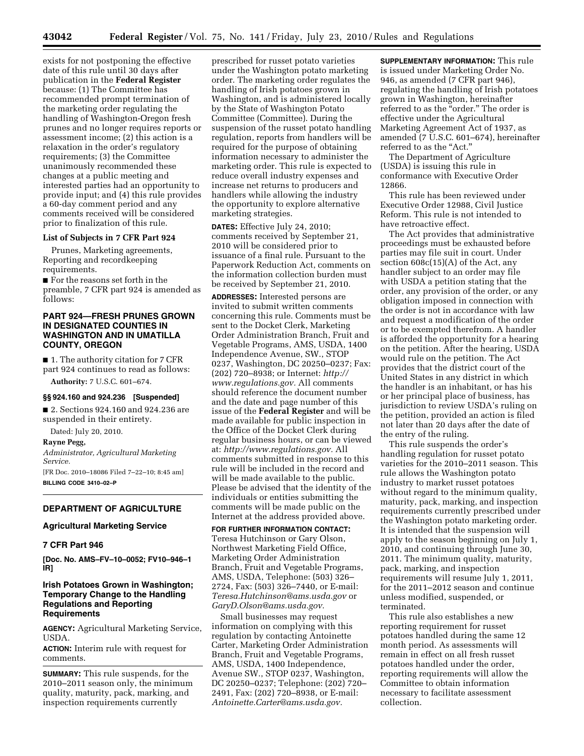exists for not postponing the effective date of this rule until 30 days after publication in the **Federal Register** because: (1) The Committee has recommended prompt termination of the marketing order regulating the handling of Washington-Oregon fresh prunes and no longer requires reports or assessment income; (2) this action is a relaxation in the order's regulatory requirements; (3) the Committee unanimously recommended these changes at a public meeting and interested parties had an opportunity to provide input; and (4) this rule provides a 60-day comment period and any comments received will be considered prior to finalization of this rule.

### List of Subjects in 7 CFR Part 924

Prunes, Marketing agreements, Reporting and recordkeeping requirements.

■ For the reasons set forth in the preamble, 7 CFR part 924 is amended as follows:

## PART 924—FRESH PRUNES GROWN IN DESIGNATED COUNTIES IN WASHINGTON AND IN UMATILLA COUNTY, OREGON

■ 1. The authority citation for 7 CFR part 924 continues to read as follows:

**Authority:** 7 U.S.C. 601–674.

### §§ 924.160 and 924.236 [Suspended]

■ 2. Sections 924.160 and 924.236 are suspended in their entirety.

Dated: July 20, 2010.

**Rayne Pegg,**

*Administrator, Agricultural Marketing Service.*

[FR Doc. 2010–18086 Filed 7–22–10; 8:45 am]

**BILLING CODE 3410–02–P**

---

## DEPARTMENT OF AGRICULTURE

### Agricultural Marketing Service

### 7 CFR Part 946

**[Doc. No. AMS–FV–10–0052; FV10–946–1 IR]**

## Irish Potatoes Grown in Washington; Temporary Change to the Handling Regulations and Reporting Requirements

**AGENCY:** Agricultural Marketing Service, USDA.

**ACTION:** Interim rule with request for comments.

**SUMMARY:** This rule suspends, for the 2010–2011 season only, the minimum quality, maturity, pack, marking, and inspection requirements currently prescribed for russet potato varieties under the Washington potato marketing order. The marketing order regulates the handling of Irish potatoes grown in Washington, and is administered locally by the State of Washington Potato Committee (Committee). During the suspension of the russet potato handling regulation, reports from handlers will be required for the purpose of obtaining information necessary to administer the marketing order. This rule is expected to reduce overall industry expenses and increase net returns to producers and handlers while allowing the industry the opportunity to explore alternative marketing strategies.

**DATES:** Effective July 24, 2010; comments received by September 21, 2010 will be considered prior to issuance of a final rule. Pursuant to the Paperwork Reduction Act, comments on the information collection burden must be received by September 21, 2010.

**ADDRESSES:** Interested persons are invited to submit written comments concerning this rule. Comments must be sent to the Docket Clerk, Marketing Order Administration Branch, Fruit and Vegetable Programs, AMS, USDA, 1400 Independence Avenue, SW., STOP 0237, Washington, DC 20250–0237; Fax: (202) 720–8938; or Internet: *http://www.regulations.gov.* All comments should reference the document number and the date and page number of this issue of the **Federal Register** and will be made available for public inspection in the Office of the Docket Clerk during regular business hours, or can be viewed at: *http://www.regulations.gov.* All comments submitted in response to this rule will be included in the record and will be made available to the public. Please be advised that the identity of the individuals or entities submitting the comments will be made public on the Internet at the address provided above.

**FOR FURTHER INFORMATION CONTACT:** Teresa Hutchinson or Gary Olson, Northwest Marketing Field Office, Marketing Order Administration Branch, Fruit and Vegetable Programs, AMS, USDA, Telephone: (503) 326–2724, Fax: (503) 326–7440, or E-mail: *Teresa.Hutchinson@ams.usda.gov* or *GaryD.Olson@ams.usda.gov.*

Small businesses may request information on complying with this regulation by contacting Antoinette Carter, Marketing Order Administration Branch, Fruit and Vegetable Programs, AMS, USDA, 1400 Independence, Avenue SW., STOP 0237, Washington, DC 20250–0237; Telephone: (202) 720–2491, Fax: (202) 720–8938, or E-mail: *Antoinette.Carter@ams.usda.gov.*

**SUPPLEMENTARY INFORMATION:** This rule is issued under Marketing Order No. 946, as amended (7 CFR part 946), regulating the handling of Irish potatoes grown in Washington, hereinafter referred to as the "order." The order is effective under the Agricultural Marketing Agreement Act of 1937, as amended (7 U.S.C. 601–674), hereinafter referred to as the "Act."

The Department of Agriculture (USDA) is issuing this rule in conformance with Executive Order 12866.

This rule has been reviewed under Executive Order 12988, Civil Justice Reform. This rule is not intended to have retroactive effect.

The Act provides that administrative proceedings must be exhausted before parties may file suit in court. Under section 608c(15)(A) of the Act, any handler subject to an order may file with USDA a petition stating that the order, any provision of the order, or any obligation imposed in connection with the order is not in accordance with law and request a modification of the order or to be exempted therefrom. A handler is afforded the opportunity for a hearing on the petition. After the hearing, USDA would rule on the petition. The Act provides that the district court of the United States in any district in which the handler is an inhabitant, or has his or her principal place of business, has jurisdiction to review USDA's ruling on the petition, provided an action is filed not later than 20 days after the date of the entry of the ruling.

This rule suspends the order's handling regulation for russet potato varieties for the 2010–2011 season. This rule allows the Washington potato industry to market russet potatoes without regard to the minimum quality, maturity, pack, marking, and inspection requirements currently prescribed under the Washington potato marketing order. It is intended that the suspension will apply to the season beginning on July 1, 2010, and continuing through June 30, 2011. The minimum quality, maturity, pack, marking, and inspection requirements will resume July 1, 2011, for the 2011–2012 season and continue unless modified, suspended, or terminated.

This rule also establishes a new reporting requirement for russet potatoes handled during the same 12 month period. As assessments will remain in effect on all fresh russet potatoes handled under the order, reporting requirements will allow the Committee to obtain information necessary to facilitate assessment collection.